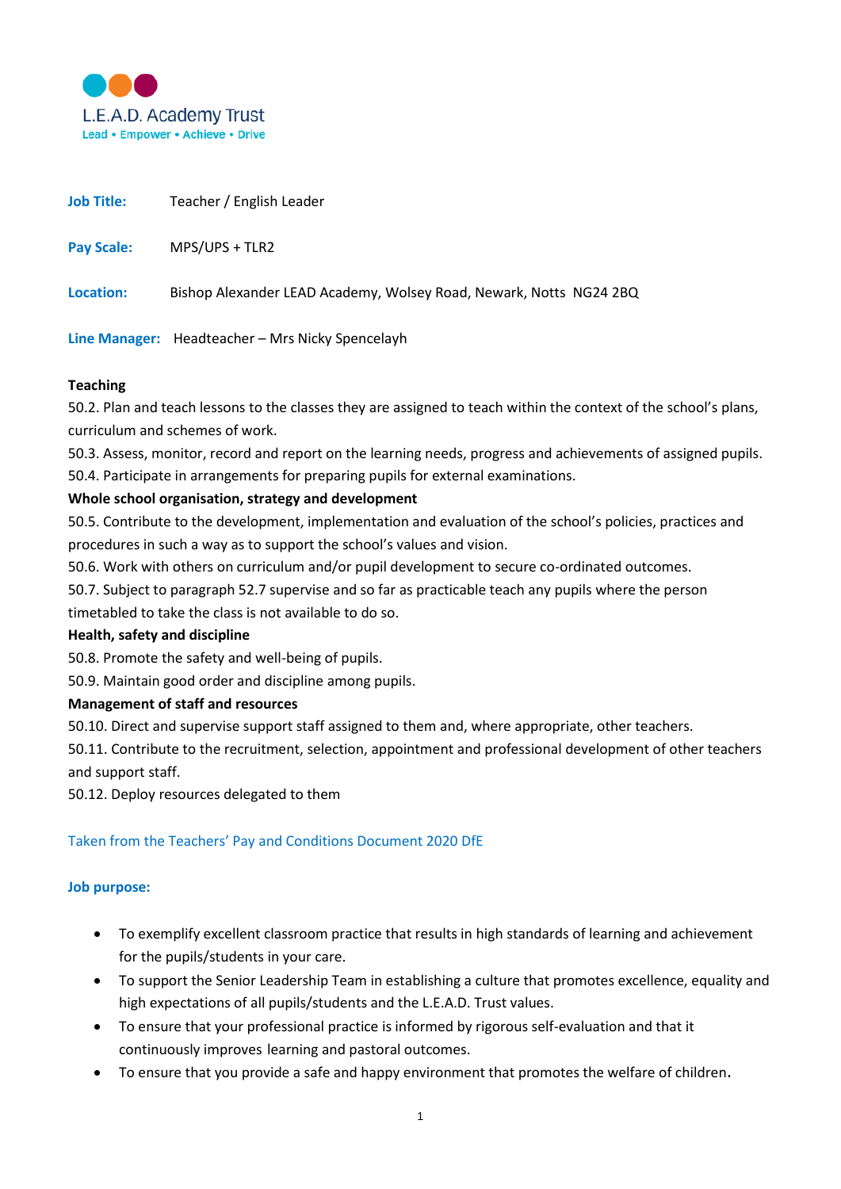L.E.A.D. Academy Trust
Lead • Empower • Achieve • Drive

**Job Title:** Teacher / English Leader

**Pay Scale:** MPS/UPS + TLR2

**Location:** Bishop Alexander LEAD Academy, Wolsey Road, Newark, Notts NG24 2BQ

**Line Manager:** Headteacher – Mrs Nicky Spencelayh

**Teaching**

50.2. Plan and teach lessons to the classes they are assigned to teach within the context of the school's plans, curriculum and schemes of work.

50.3. Assess, monitor, record and report on the learning needs, progress and achievements of assigned pupils.

50.4. Participate in arrangements for preparing pupils for external examinations.

**Whole school organisation, strategy and development**

50.5. Contribute to the development, implementation and evaluation of the school's policies, practices and procedures in such a way as to support the school's values and vision.

50.6. Work with others on curriculum and/or pupil development to secure co-ordinated outcomes.

50.7. Subject to paragraph 52.7 supervise and so far as practicable teach any pupils where the person timetabled to take the class is not available to do so.

**Health, safety and discipline**

50.8. Promote the safety and well-being of pupils.

50.9. Maintain good order and discipline among pupils.

**Management of staff and resources**

50.10. Direct and supervise support staff assigned to them and, where appropriate, other teachers.

50.11. Contribute to the recruitment, selection, appointment and professional development of other teachers and support staff.

50.12. Deploy resources delegated to them

Taken from the Teachers' Pay and Conditions Document 2020 DfE

**Job purpose:**

- To exemplify excellent classroom practice that results in high standards of learning and achievement for the pupils/students in your care.
- To support the Senior Leadership Team in establishing a culture that promotes excellence, equality and high expectations of all pupils/students and the L.E.A.D. Trust values.
- To ensure that your professional practice is informed by rigorous self-evaluation and that it continuously improves learning and pastoral outcomes.
- To ensure that you provide a safe and happy environment that promotes the welfare of children.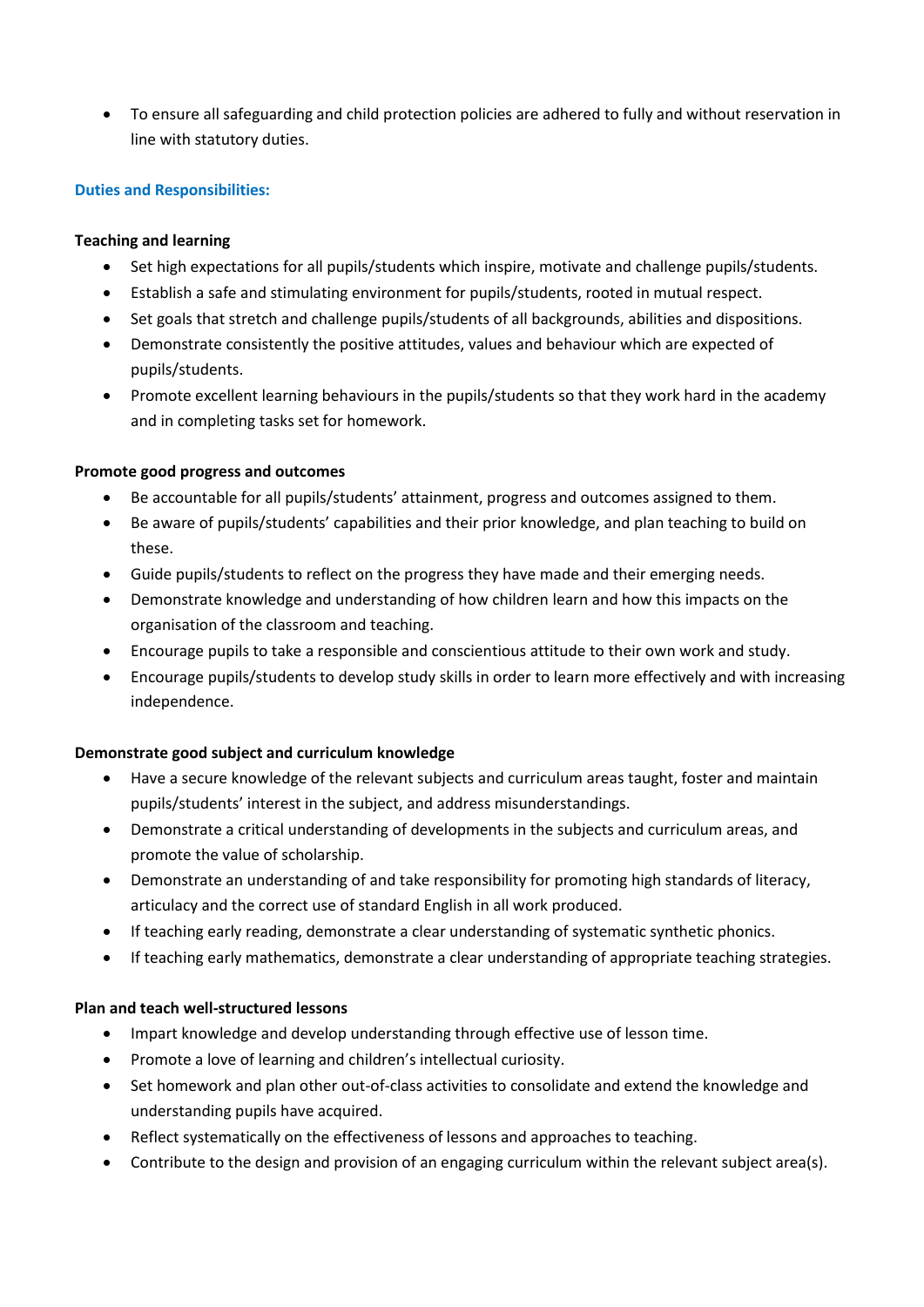- To ensure all safeguarding and child protection policies are adhered to fully and without reservation in line with statutory duties.

## Duties and Responsibilities:

**Teaching and learning**

- Set high expectations for all pupils/students which inspire, motivate and challenge pupils/students.
- Establish a safe and stimulating environment for pupils/students, rooted in mutual respect.
- Set goals that stretch and challenge pupils/students of all backgrounds, abilities and dispositions.
- Demonstrate consistently the positive attitudes, values and behaviour which are expected of pupils/students.
- Promote excellent learning behaviours in the pupils/students so that they work hard in the academy and in completing tasks set for homework.

**Promote good progress and outcomes**

- Be accountable for all pupils/students' attainment, progress and outcomes assigned to them.
- Be aware of pupils/students' capabilities and their prior knowledge, and plan teaching to build on these.
- Guide pupils/students to reflect on the progress they have made and their emerging needs.
- Demonstrate knowledge and understanding of how children learn and how this impacts on the organisation of the classroom and teaching.
- Encourage pupils to take a responsible and conscientious attitude to their own work and study.
- Encourage pupils/students to develop study skills in order to learn more effectively and with increasing independence.

**Demonstrate good subject and curriculum knowledge**

- Have a secure knowledge of the relevant subjects and curriculum areas taught, foster and maintain pupils/students' interest in the subject, and address misunderstandings.
- Demonstrate a critical understanding of developments in the subjects and curriculum areas, and promote the value of scholarship.
- Demonstrate an understanding of and take responsibility for promoting high standards of literacy, articulacy and the correct use of standard English in all work produced.
- If teaching early reading, demonstrate a clear understanding of systematic synthetic phonics.
- If teaching early mathematics, demonstrate a clear understanding of appropriate teaching strategies.

**Plan and teach well-structured lessons**

- Impart knowledge and develop understanding through effective use of lesson time.
- Promote a love of learning and children's intellectual curiosity.
- Set homework and plan other out-of-class activities to consolidate and extend the knowledge and understanding pupils have acquired.
- Reflect systematically on the effectiveness of lessons and approaches to teaching.
- Contribute to the design and provision of an engaging curriculum within the relevant subject area(s).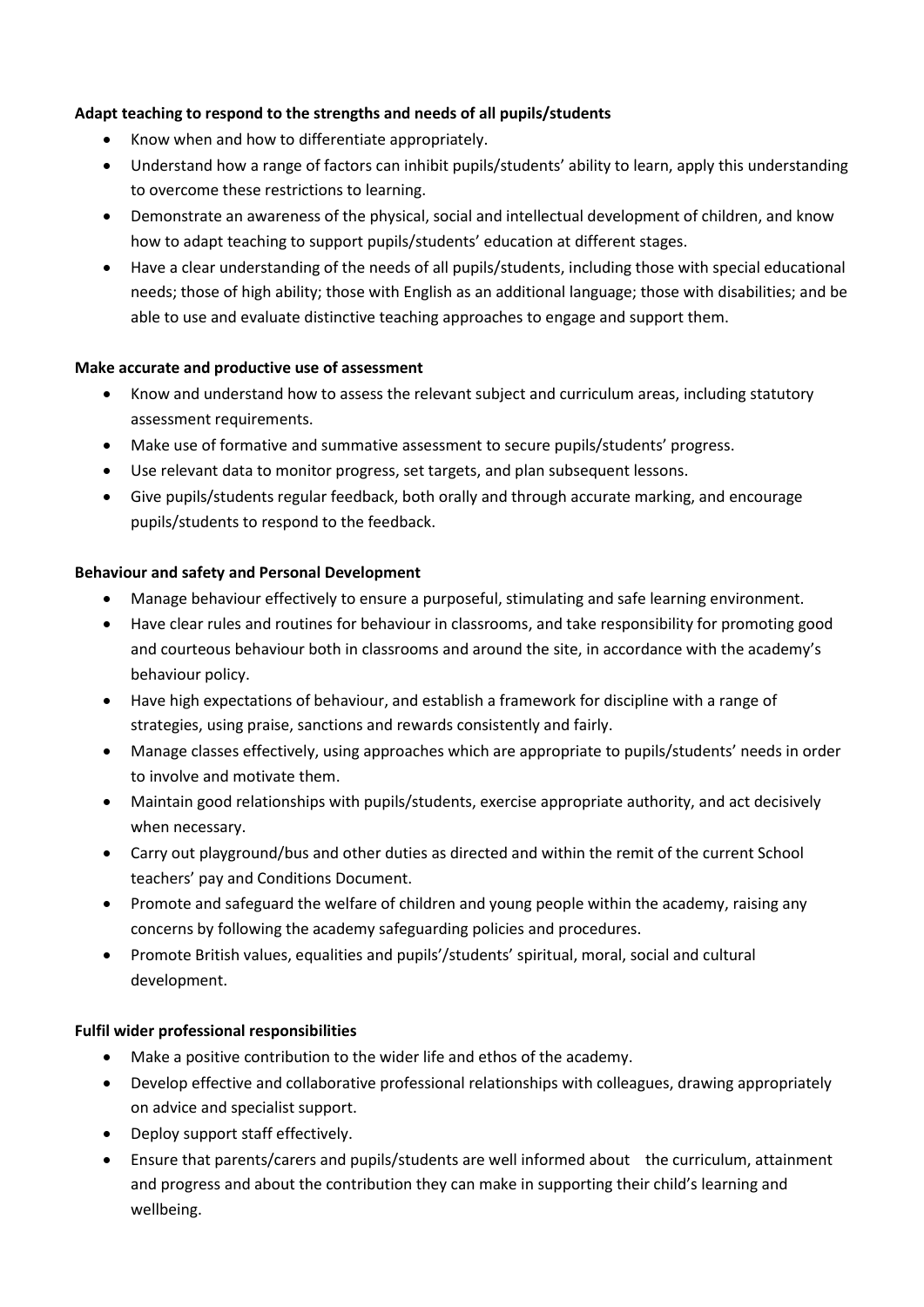**Adapt teaching to respond to the strengths and needs of all pupils/students**

- Know when and how to differentiate appropriately.
- Understand how a range of factors can inhibit pupils/students' ability to learn, apply this understanding to overcome these restrictions to learning.
- Demonstrate an awareness of the physical, social and intellectual development of children, and know how to adapt teaching to support pupils/students' education at different stages.
- Have a clear understanding of the needs of all pupils/students, including those with special educational needs; those of high ability; those with English as an additional language; those with disabilities; and be able to use and evaluate distinctive teaching approaches to engage and support them.

**Make accurate and productive use of assessment**

- Know and understand how to assess the relevant subject and curriculum areas, including statutory assessment requirements.
- Make use of formative and summative assessment to secure pupils/students' progress.
- Use relevant data to monitor progress, set targets, and plan subsequent lessons.
- Give pupils/students regular feedback, both orally and through accurate marking, and encourage pupils/students to respond to the feedback.

**Behaviour and safety and Personal Development**

- Manage behaviour effectively to ensure a purposeful, stimulating and safe learning environment.
- Have clear rules and routines for behaviour in classrooms, and take responsibility for promoting good and courteous behaviour both in classrooms and around the site, in accordance with the academy's behaviour policy.
- Have high expectations of behaviour, and establish a framework for discipline with a range of strategies, using praise, sanctions and rewards consistently and fairly.
- Manage classes effectively, using approaches which are appropriate to pupils/students' needs in order to involve and motivate them.
- Maintain good relationships with pupils/students, exercise appropriate authority, and act decisively when necessary.
- Carry out playground/bus and other duties as directed and within the remit of the current School teachers' pay and Conditions Document.
- Promote and safeguard the welfare of children and young people within the academy, raising any concerns by following the academy safeguarding policies and procedures.
- Promote British values, equalities and pupils'/students' spiritual, moral, social and cultural development.

**Fulfil wider professional responsibilities**

- Make a positive contribution to the wider life and ethos of the academy.
- Develop effective and collaborative professional relationships with colleagues, drawing appropriately on advice and specialist support.
- Deploy support staff effectively.
- Ensure that parents/carers and pupils/students are well informed about the curriculum, attainment and progress and about the contribution they can make in supporting their child's learning and wellbeing.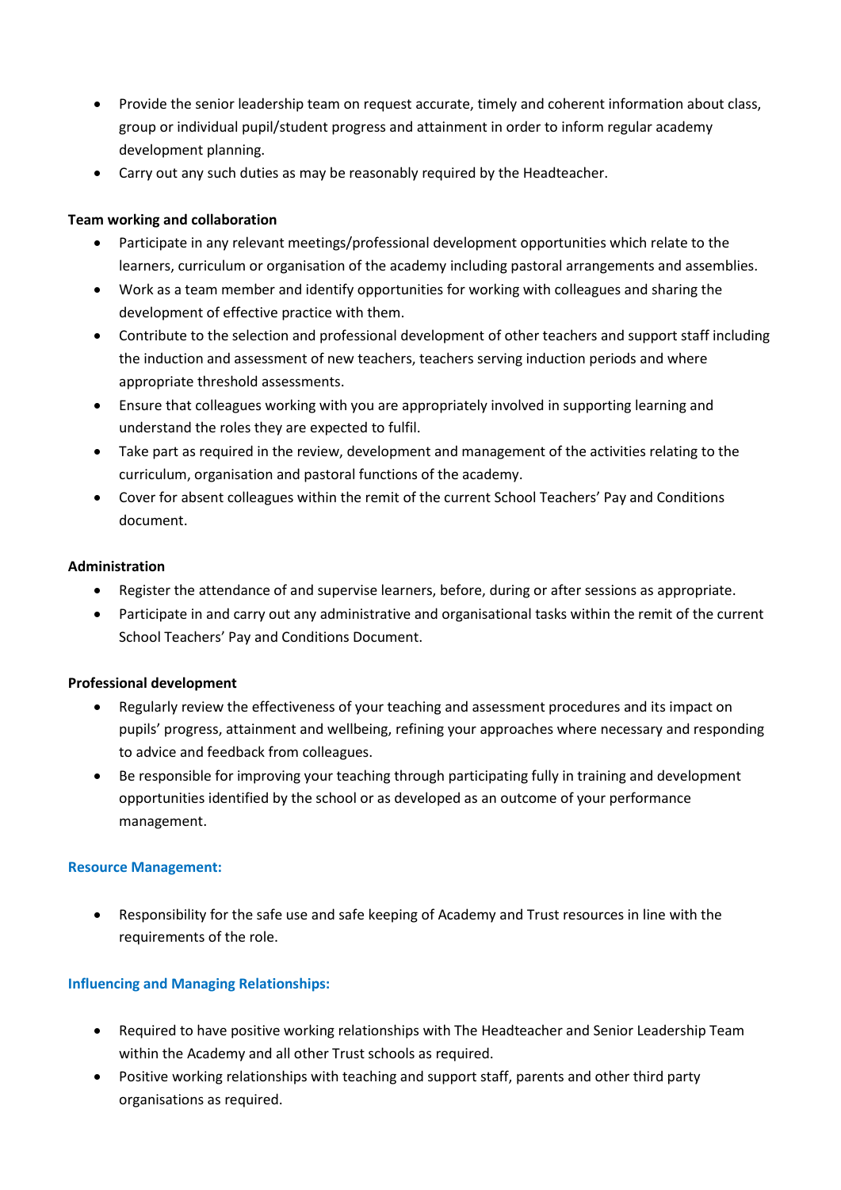- Provide the senior leadership team on request accurate, timely and coherent information about class, group or individual pupil/student progress and attainment in order to inform regular academy development planning.
- Carry out any such duties as may be reasonably required by the Headteacher.

**Team working and collaboration**

- Participate in any relevant meetings/professional development opportunities which relate to the learners, curriculum or organisation of the academy including pastoral arrangements and assemblies.
- Work as a team member and identify opportunities for working with colleagues and sharing the development of effective practice with them.
- Contribute to the selection and professional development of other teachers and support staff including the induction and assessment of new teachers, teachers serving induction periods and where appropriate threshold assessments.
- Ensure that colleagues working with you are appropriately involved in supporting learning and understand the roles they are expected to fulfil.
- Take part as required in the review, development and management of the activities relating to the curriculum, organisation and pastoral functions of the academy.
- Cover for absent colleagues within the remit of the current School Teachers' Pay and Conditions document.

**Administration**

- Register the attendance of and supervise learners, before, during or after sessions as appropriate.
- Participate in and carry out any administrative and organisational tasks within the remit of the current School Teachers' Pay and Conditions Document.

**Professional development**

- Regularly review the effectiveness of your teaching and assessment procedures and its impact on pupils' progress, attainment and wellbeing, refining your approaches where necessary and responding to advice and feedback from colleagues.
- Be responsible for improving your teaching through participating fully in training and development opportunities identified by the school or as developed as an outcome of your performance management.

**Resource Management:**

- Responsibility for the safe use and safe keeping of Academy and Trust resources in line with the requirements of the role.

**Influencing and Managing Relationships:**

- Required to have positive working relationships with The Headteacher and Senior Leadership Team within the Academy and all other Trust schools as required.
- Positive working relationships with teaching and support staff, parents and other third party organisations as required.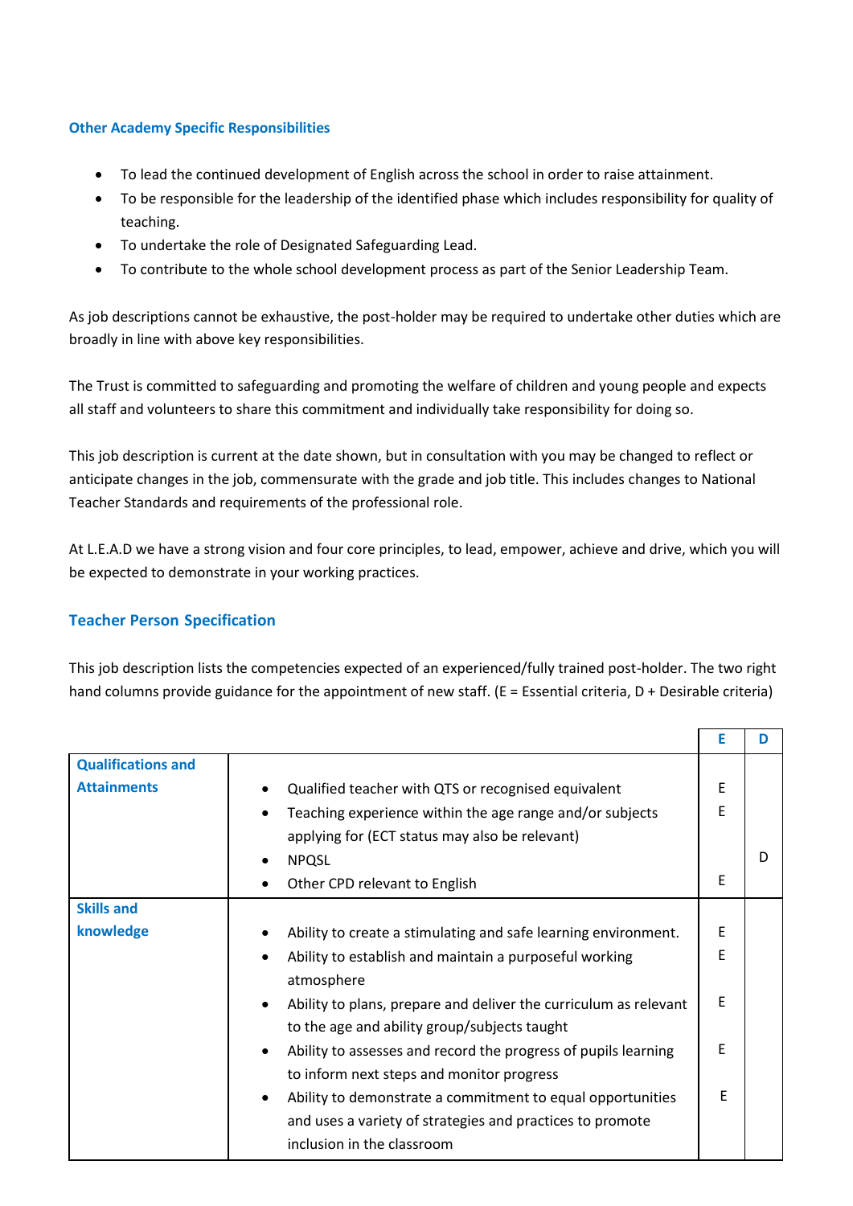### Other Academy Specific Responsibilities

- To lead the continued development of English across the school in order to raise attainment.
- To be responsible for the leadership of the identified phase which includes responsibility for quality of teaching.
- To undertake the role of Designated Safeguarding Lead.
- To contribute to the whole school development process as part of the Senior Leadership Team.

As job descriptions cannot be exhaustive, the post-holder may be required to undertake other duties which are broadly in line with above key responsibilities.

The Trust is committed to safeguarding and promoting the welfare of children and young people and expects all staff and volunteers to share this commitment and individually take responsibility for doing so.

This job description is current at the date shown, but in consultation with you may be changed to reflect or anticipate changes in the job, commensurate with the grade and job title. This includes changes to National Teacher Standards and requirements of the professional role.

At L.E.A.D we have a strong vision and four core principles, to lead, empower, achieve and drive, which you will be expected to demonstrate in your working practices.

### Teacher Person Specification

This job description lists the competencies expected of an experienced/fully trained post-holder. The two right hand columns provide guidance for the appointment of new staff. (E = Essential criteria, D + Desirable criteria)

| | | E | D |
|---|---|---|---|
| **Qualifications and Attainments** | • Qualified teacher with QTS or recognised equivalent | E | |
| | • Teaching experience within the age range and/or subjects applying for (ECT status may also be relevant) | E | |
| | • NPQSL | | D |
| | • Other CPD relevant to English | E | |
| **Skills and knowledge** | • Ability to create a stimulating and safe learning environment. | E | |
| | • Ability to establish and maintain a purposeful working atmosphere | E | |
| | • Ability to plans, prepare and deliver the curriculum as relevant to the age and ability group/subjects taught | E | |
| | • Ability to assesses and record the progress of pupils learning to inform next steps and monitor progress | E | |
| | • Ability to demonstrate a commitment to equal opportunities and uses a variety of strategies and practices to promote inclusion in the classroom | E | |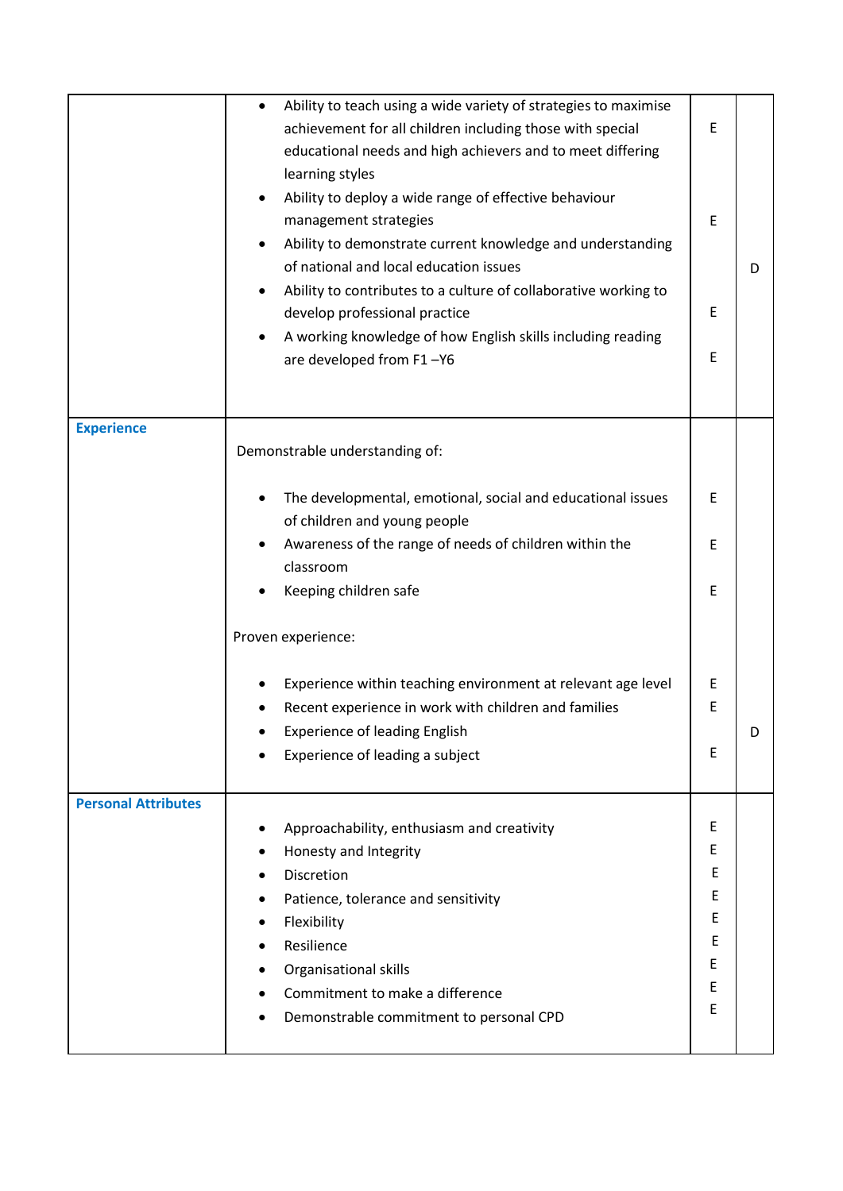| | | | |
|---|---|---|---|
| | • Ability to teach using a wide variety of strategies to maximise achievement for all children including those with special educational needs and high achievers and to meet differing learning styles<br>• Ability to deploy a wide range of effective behaviour management strategies<br>• Ability to demonstrate current knowledge and understanding of national and local education issues<br>• Ability to contributes to a culture of collaborative working to develop professional practice<br>• A working knowledge of how English skills including reading are developed from F1 –Y6 | E<br><br>E<br><br><br>E<br><br>E | D |
| **Experience** | Demonstrable understanding of:<br><br>• The developmental, emotional, social and educational issues of children and young people<br>• Awareness of the range of needs of children within the classroom<br>• Keeping children safe<br><br>Proven experience:<br><br>• Experience within teaching environment at relevant age level<br>• Recent experience in work with children and families<br>• Experience of leading English<br>• Experience of leading a subject | E<br>E<br>E<br><br>E<br>E<br><br>E | D |
| **Personal Attributes** | • Approachability, enthusiasm and creativity<br>• Honesty and Integrity<br>• Discretion<br>• Patience, tolerance and sensitivity<br>• Flexibility<br>• Resilience<br>• Organisational skills<br>• Commitment to make a difference<br>• Demonstrable commitment to personal CPD | E<br>E<br>E<br>E<br>E<br>E<br>E<br>E<br>E | |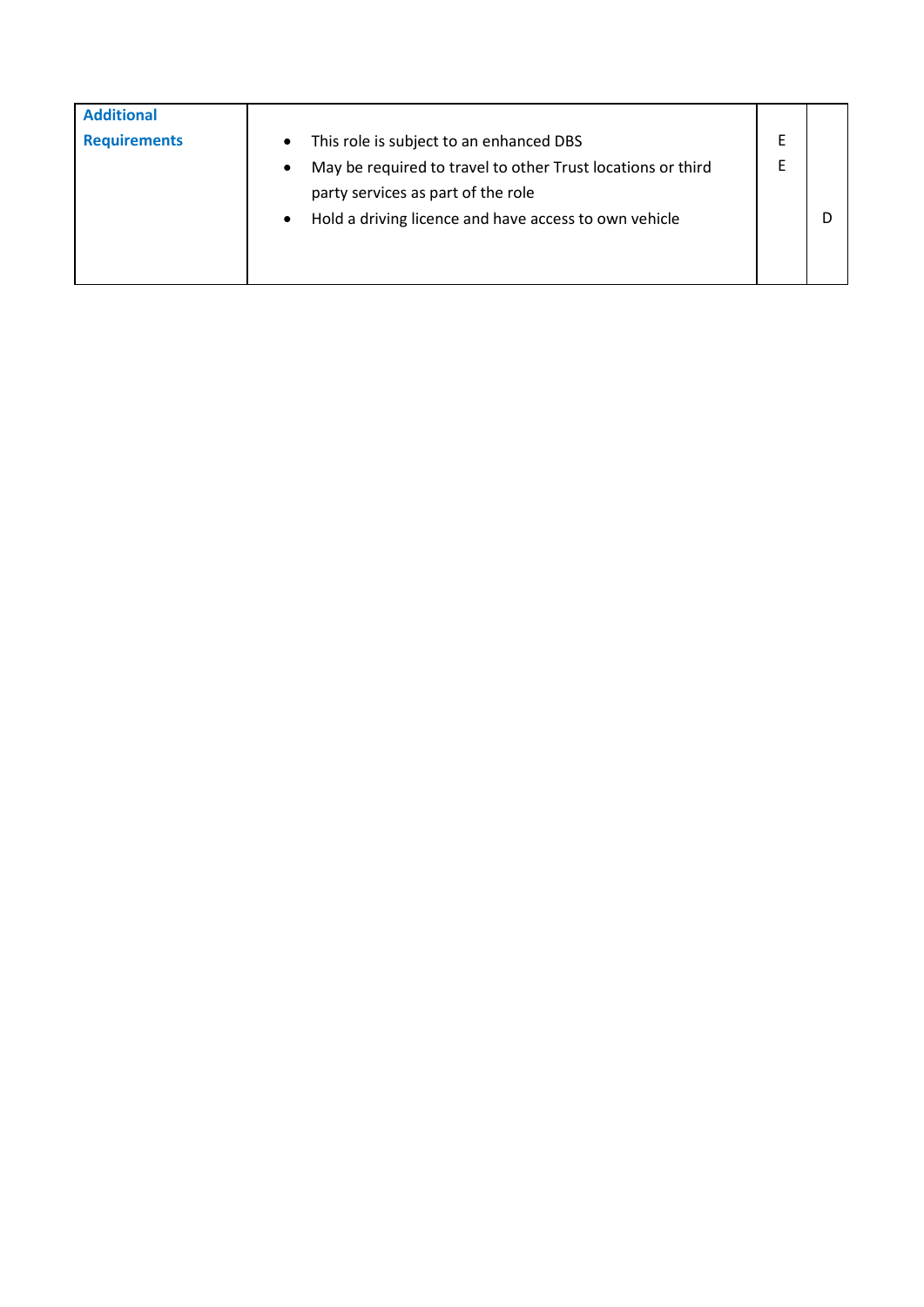| | | | |
|---|---|---|---|
| **Additional Requirements** | • This role is subject to an enhanced DBS<br>• May be required to travel to other Trust locations or third party services as part of the role<br>• Hold a driving licence and have access to own vehicle | E<br>E | <br><br><br>D |